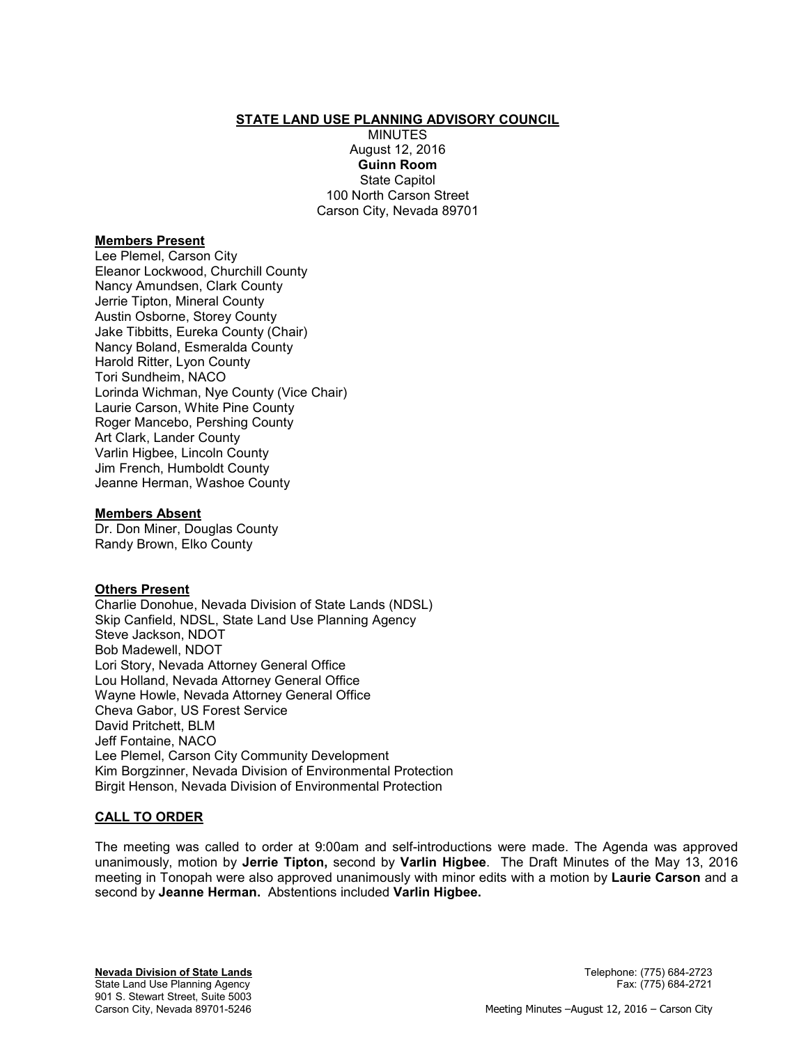**STATE LAND USE PLANNING ADVISORY COUNCIL**

MINUTES
August 12, 2016
**Guinn Room**
State Capitol
100 North Carson Street
Carson City, Nevada 89701

**Members Present**

Lee Plemel, Carson City
Eleanor Lockwood, Churchill County
Nancy Amundsen, Clark County
Jerrie Tipton, Mineral County
Austin Osborne, Storey County
Jake Tibbitts, Eureka County (Chair)
Nancy Boland, Esmeralda County
Harold Ritter, Lyon County
Tori Sundheim, NACO
Lorinda Wichman, Nye County (Vice Chair)
Laurie Carson, White Pine County
Roger Mancebo, Pershing County
Art Clark, Lander County
Varlin Higbee, Lincoln County
Jim French, Humboldt County
Jeanne Herman, Washoe County

**Members Absent**

Dr. Don Miner, Douglas County
Randy Brown, Elko County

**Others Present**

Charlie Donohue, Nevada Division of State Lands (NDSL)
Skip Canfield, NDSL, State Land Use Planning Agency
Steve Jackson, NDOT
Bob Madewell, NDOT
Lori Story, Nevada Attorney General Office
Lou Holland, Nevada Attorney General Office
Wayne Howle, Nevada Attorney General Office
Cheva Gabor, US Forest Service
David Pritchett, BLM
Jeff Fontaine, NACO
Lee Plemel, Carson City Community Development
Kim Borgzinner, Nevada Division of Environmental Protection
Birgit Henson, Nevada Division of Environmental Protection

**CALL TO ORDER**

The meeting was called to order at 9:00am and self-introductions were made. The Agenda was approved unanimously, motion by **Jerrie Tipton,** second by **Varlin Higbee**. The Draft Minutes of the May 13, 2016 meeting in Tonopah were also approved unanimously with minor edits with a motion by **Laurie Carson** and a second by **Jeanne Herman.** Abstentions included **Varlin Higbee.**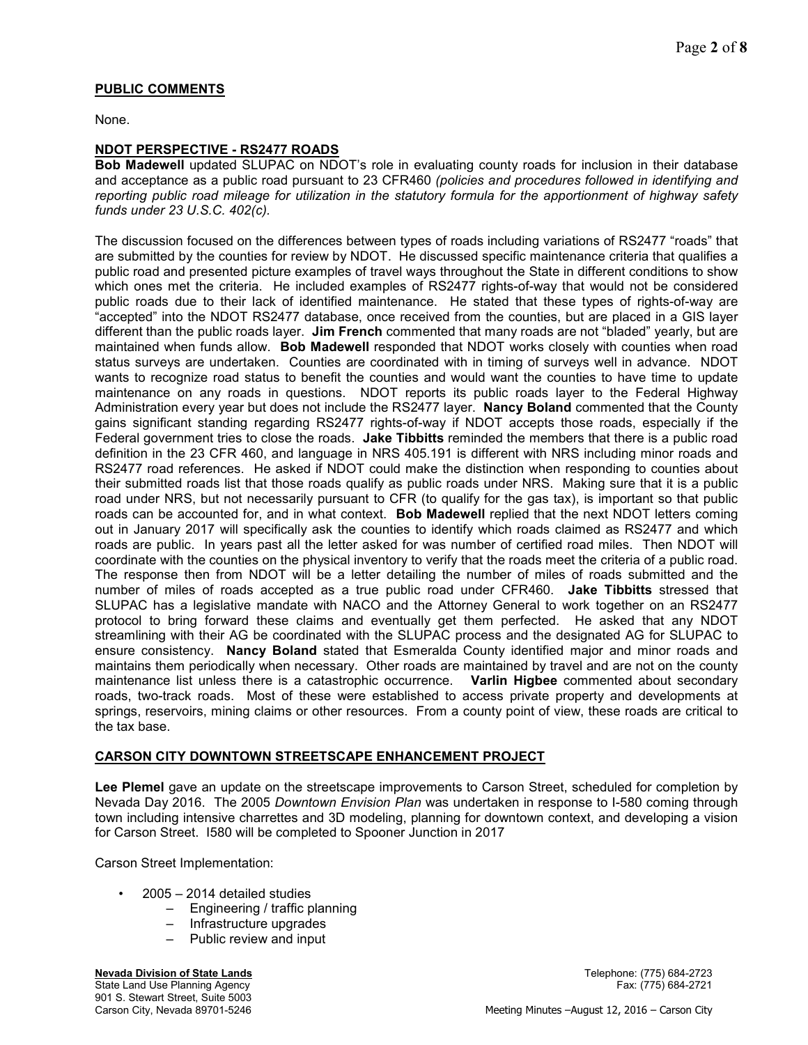**PUBLIC COMMENTS**

None.

**NDOT PERSPECTIVE - RS2477 ROADS**

**Bob Madewell** updated SLUPAC on NDOT's role in evaluating county roads for inclusion in their database and acceptance as a public road pursuant to 23 CFR460 *(policies and procedures followed in identifying and reporting public road mileage for utilization in the statutory formula for the apportionment of highway safety funds under 23 U.S.C. 402(c).*

The discussion focused on the differences between types of roads including variations of RS2477 "roads" that are submitted by the counties for review by NDOT. He discussed specific maintenance criteria that qualifies a public road and presented picture examples of travel ways throughout the State in different conditions to show which ones met the criteria. He included examples of RS2477 rights-of-way that would not be considered public roads due to their lack of identified maintenance. He stated that these types of rights-of-way are "accepted" into the NDOT RS2477 database, once received from the counties, but are placed in a GIS layer different than the public roads layer. **Jim French** commented that many roads are not "bladed" yearly, but are maintained when funds allow. **Bob Madewell** responded that NDOT works closely with counties when road status surveys are undertaken. Counties are coordinated with in timing of surveys well in advance. NDOT wants to recognize road status to benefit the counties and would want the counties to have time to update maintenance on any roads in questions. NDOT reports its public roads layer to the Federal Highway Administration every year but does not include the RS2477 layer. **Nancy Boland** commented that the County gains significant standing regarding RS2477 rights-of-way if NDOT accepts those roads, especially if the Federal government tries to close the roads. **Jake Tibbitts** reminded the members that there is a public road definition in the 23 CFR 460, and language in NRS 405.191 is different with NRS including minor roads and RS2477 road references. He asked if NDOT could make the distinction when responding to counties about their submitted roads list that those roads qualify as public roads under NRS. Making sure that it is a public road under NRS, but not necessarily pursuant to CFR (to qualify for the gas tax), is important so that public roads can be accounted for, and in what context. **Bob Madewell** replied that the next NDOT letters coming out in January 2017 will specifically ask the counties to identify which roads claimed as RS2477 and which roads are public. In years past all the letter asked for was number of certified road miles. Then NDOT will coordinate with the counties on the physical inventory to verify that the roads meet the criteria of a public road. The response then from NDOT will be a letter detailing the number of miles of roads submitted and the number of miles of roads accepted as a true public road under CFR460. **Jake Tibbitts** stressed that SLUPAC has a legislative mandate with NACO and the Attorney General to work together on an RS2477 protocol to bring forward these claims and eventually get them perfected. He asked that any NDOT streamlining with their AG be coordinated with the SLUPAC process and the designated AG for SLUPAC to ensure consistency. **Nancy Boland** stated that Esmeralda County identified major and minor roads and maintains them periodically when necessary. Other roads are maintained by travel and are not on the county maintenance list unless there is a catastrophic occurrence. **Varlin Higbee** commented about secondary roads, two-track roads. Most of these were established to access private property and developments at springs, reservoirs, mining claims or other resources. From a county point of view, these roads are critical to the tax base.

**CARSON CITY DOWNTOWN STREETSCAPE ENHANCEMENT PROJECT**

**Lee Plemel** gave an update on the streetscape improvements to Carson Street, scheduled for completion by Nevada Day 2016. The 2005 *Downtown Envision Plan* was undertaken in response to I-580 coming through town including intensive charrettes and 3D modeling, planning for downtown context, and developing a vision for Carson Street. I580 will be completed to Spooner Junction in 2017

Carson Street Implementation:

- 2005 – 2014 detailed studies
  - Engineering / traffic planning
  - Infrastructure upgrades
  - Public review and input

**Nevada Division of State Lands**
State Land Use Planning Agency
901 S. Stewart Street, Suite 5003
Carson City, Nevada 89701-5246

Telephone: (775) 684-2723
Fax: (775) 684-2721

Meeting Minutes –August 12, 2016 – Carson City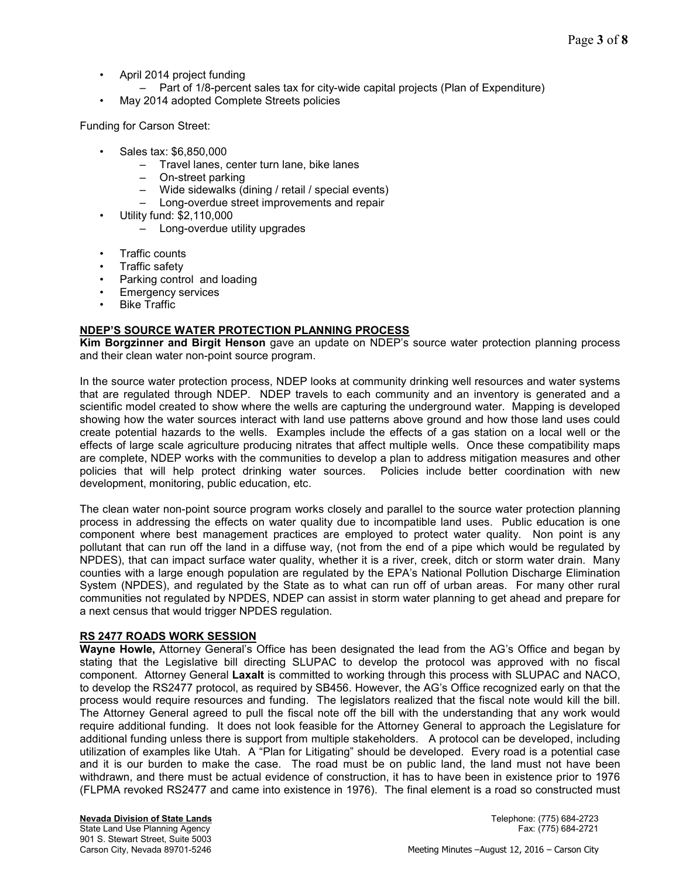- April 2014 project funding
  - Part of 1/8-percent sales tax for city-wide capital projects (Plan of Expenditure)
- May 2014 adopted Complete Streets policies

Funding for Carson Street:

- Sales tax: $6,850,000
  - Travel lanes, center turn lane, bike lanes
  - On-street parking
  - Wide sidewalks (dining / retail / special events)
  - Long-overdue street improvements and repair
- Utility fund: $2,110,000
  - Long-overdue utility upgrades

- Traffic counts
- Traffic safety
- Parking control and loading
- Emergency services
- Bike Traffic

## NDEP'S SOURCE WATER PROTECTION PLANNING PROCESS

**Kim Borgzinner and Birgit Henson** gave an update on NDEP's source water protection planning process and their clean water non-point source program.

In the source water protection process, NDEP looks at community drinking well resources and water systems that are regulated through NDEP. NDEP travels to each community and an inventory is generated and a scientific model created to show where the wells are capturing the underground water. Mapping is developed showing how the water sources interact with land use patterns above ground and how those land uses could create potential hazards to the wells. Examples include the effects of a gas station on a local well or the effects of large scale agriculture producing nitrates that affect multiple wells. Once these compatibility maps are complete, NDEP works with the communities to develop a plan to address mitigation measures and other policies that will help protect drinking water sources. Policies include better coordination with new development, monitoring, public education, etc.

The clean water non-point source program works closely and parallel to the source water protection planning process in addressing the effects on water quality due to incompatible land uses. Public education is one component where best management practices are employed to protect water quality. Non point is any pollutant that can run off the land in a diffuse way, (not from the end of a pipe which would be regulated by NPDES), that can impact surface water quality, whether it is a river, creek, ditch or storm water drain. Many counties with a large enough population are regulated by the EPA's National Pollution Discharge Elimination System (NPDES), and regulated by the State as to what can run off of urban areas. For many other rural communities not regulated by NPDES, NDEP can assist in storm water planning to get ahead and prepare for a next census that would trigger NPDES regulation.

## RS 2477 ROADS WORK SESSION

**Wayne Howle,** Attorney General's Office has been designated the lead from the AG's Office and began by stating that the Legislative bill directing SLUPAC to develop the protocol was approved with no fiscal component. Attorney General **Laxalt** is committed to working through this process with SLUPAC and NACO, to develop the RS2477 protocol, as required by SB456. However, the AG's Office recognized early on that the process would require resources and funding. The legislators realized that the fiscal note would kill the bill. The Attorney General agreed to pull the fiscal note off the bill with the understanding that any work would require additional funding. It does not look feasible for the Attorney General to approach the Legislature for additional funding unless there is support from multiple stakeholders. A protocol can be developed, including utilization of examples like Utah. A "Plan for Litigating" should be developed. Every road is a potential case and it is our burden to make the case. The road must be on public land, the land must not have been withdrawn, and there must be actual evidence of construction, it has to have been in existence prior to 1976 (FLPMA revoked RS2477 and came into existence in 1976). The final element is a road so constructed must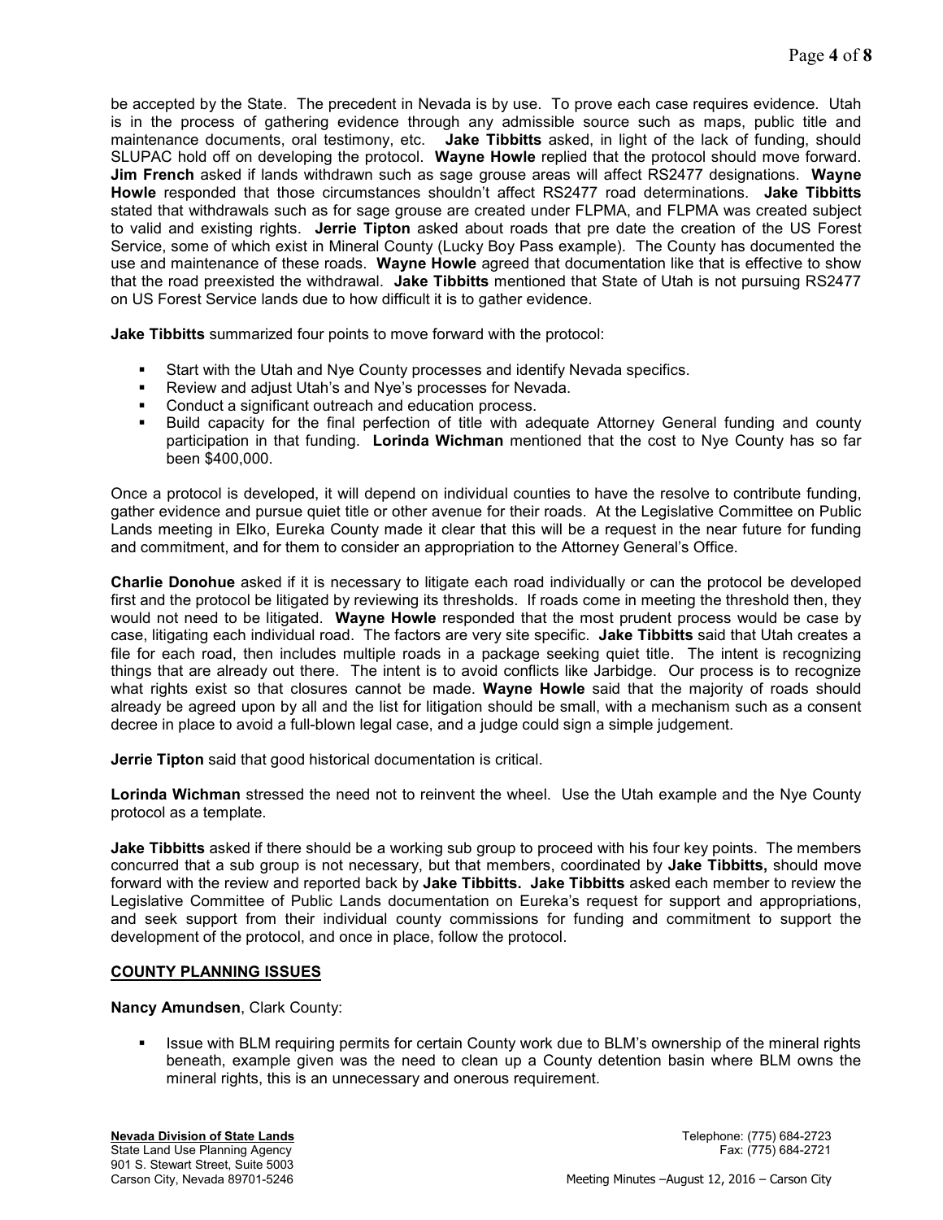be accepted by the State. The precedent in Nevada is by use. To prove each case requires evidence. Utah is in the process of gathering evidence through any admissible source such as maps, public title and maintenance documents, oral testimony, etc. **Jake Tibbitts** asked, in light of the lack of funding, should SLUPAC hold off on developing the protocol. **Wayne Howle** replied that the protocol should move forward. **Jim French** asked if lands withdrawn such as sage grouse areas will affect RS2477 designations. **Wayne Howle** responded that those circumstances shouldn't affect RS2477 road determinations. **Jake Tibbitts** stated that withdrawals such as for sage grouse are created under FLPMA, and FLPMA was created subject to valid and existing rights. **Jerrie Tipton** asked about roads that pre date the creation of the US Forest Service, some of which exist in Mineral County (Lucky Boy Pass example). The County has documented the use and maintenance of these roads. **Wayne Howle** agreed that documentation like that is effective to show that the road preexisted the withdrawal. **Jake Tibbitts** mentioned that State of Utah is not pursuing RS2477 on US Forest Service lands due to how difficult it is to gather evidence.

**Jake Tibbitts** summarized four points to move forward with the protocol:

- Start with the Utah and Nye County processes and identify Nevada specifics.
- Review and adjust Utah's and Nye's processes for Nevada.
- Conduct a significant outreach and education process.
- Build capacity for the final perfection of title with adequate Attorney General funding and county participation in that funding. **Lorinda Wichman** mentioned that the cost to Nye County has so far been $400,000.

Once a protocol is developed, it will depend on individual counties to have the resolve to contribute funding, gather evidence and pursue quiet title or other avenue for their roads. At the Legislative Committee on Public Lands meeting in Elko, Eureka County made it clear that this will be a request in the near future for funding and commitment, and for them to consider an appropriation to the Attorney General's Office.

**Charlie Donohue** asked if it is necessary to litigate each road individually or can the protocol be developed first and the protocol be litigated by reviewing its thresholds. If roads come in meeting the threshold then, they would not need to be litigated. **Wayne Howle** responded that the most prudent process would be case by case, litigating each individual road. The factors are very site specific. **Jake Tibbitts** said that Utah creates a file for each road, then includes multiple roads in a package seeking quiet title. The intent is recognizing things that are already out there. The intent is to avoid conflicts like Jarbidge. Our process is to recognize what rights exist so that closures cannot be made. **Wayne Howle** said that the majority of roads should already be agreed upon by all and the list for litigation should be small, with a mechanism such as a consent decree in place to avoid a full-blown legal case, and a judge could sign a simple judgement.

**Jerrie Tipton** said that good historical documentation is critical.

**Lorinda Wichman** stressed the need not to reinvent the wheel. Use the Utah example and the Nye County protocol as a template.

**Jake Tibbitts** asked if there should be a working sub group to proceed with his four key points. The members concurred that a sub group is not necessary, but that members, coordinated by **Jake Tibbitts,** should move forward with the review and reported back by **Jake Tibbitts. Jake Tibbitts** asked each member to review the Legislative Committee of Public Lands documentation on Eureka's request for support and appropriations, and seek support from their individual county commissions for funding and commitment to support the development of the protocol, and once in place, follow the protocol.

## COUNTY PLANNING ISSUES

**Nancy Amundsen**, Clark County:

- Issue with BLM requiring permits for certain County work due to BLM's ownership of the mineral rights beneath, example given was the need to clean up a County detention basin where BLM owns the mineral rights, this is an unnecessary and onerous requirement.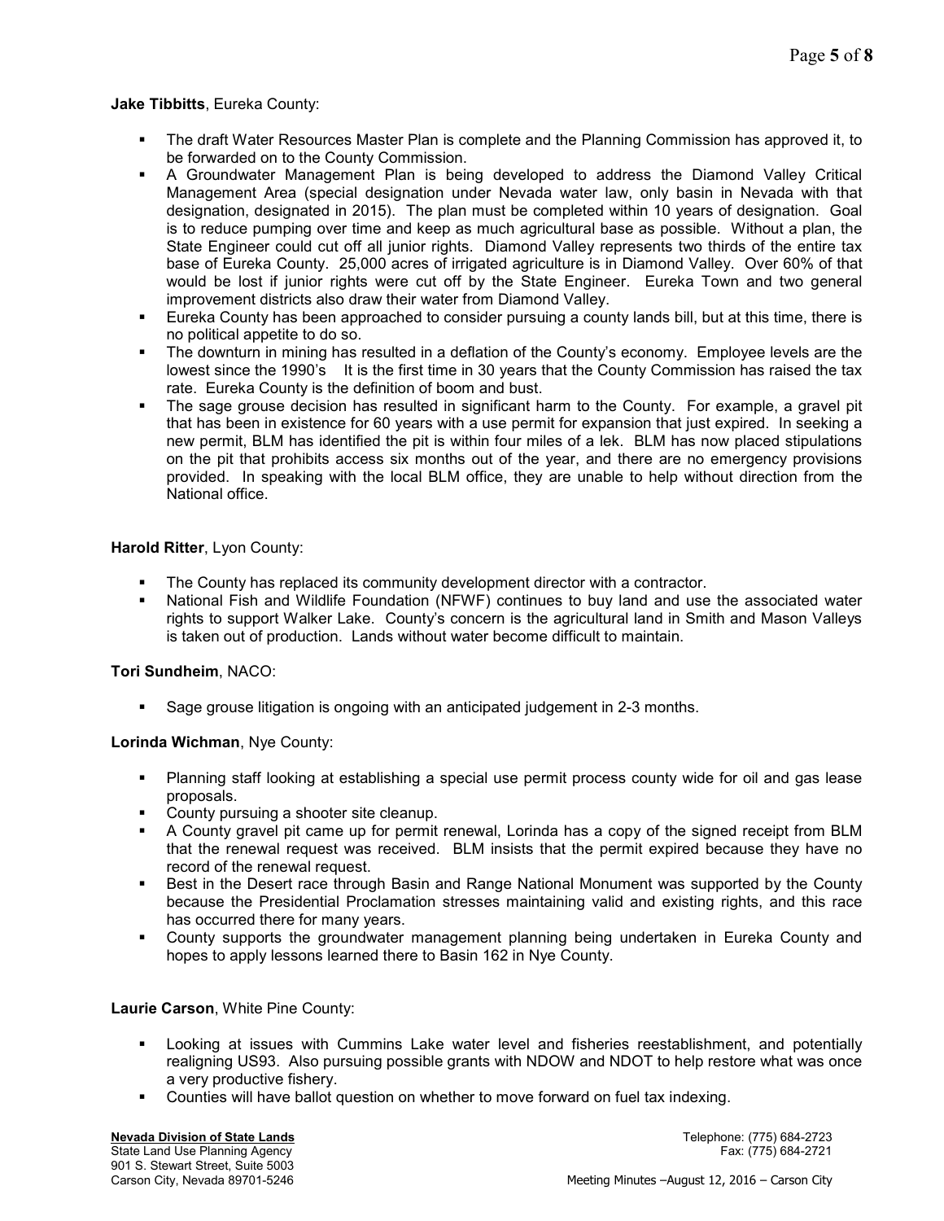**Jake Tibbitts**, Eureka County:

- The draft Water Resources Master Plan is complete and the Planning Commission has approved it, to be forwarded on to the County Commission.
- A Groundwater Management Plan is being developed to address the Diamond Valley Critical Management Area (special designation under Nevada water law, only basin in Nevada with that designation, designated in 2015). The plan must be completed within 10 years of designation. Goal is to reduce pumping over time and keep as much agricultural base as possible. Without a plan, the State Engineer could cut off all junior rights. Diamond Valley represents two thirds of the entire tax base of Eureka County. 25,000 acres of irrigated agriculture is in Diamond Valley. Over 60% of that would be lost if junior rights were cut off by the State Engineer. Eureka Town and two general improvement districts also draw their water from Diamond Valley.
- Eureka County has been approached to consider pursuing a county lands bill, but at this time, there is no political appetite to do so.
- The downturn in mining has resulted in a deflation of the County's economy. Employee levels are the lowest since the 1990's It is the first time in 30 years that the County Commission has raised the tax rate. Eureka County is the definition of boom and bust.
- The sage grouse decision has resulted in significant harm to the County. For example, a gravel pit that has been in existence for 60 years with a use permit for expansion that just expired. In seeking a new permit, BLM has identified the pit is within four miles of a lek. BLM has now placed stipulations on the pit that prohibits access six months out of the year, and there are no emergency provisions provided. In speaking with the local BLM office, they are unable to help without direction from the National office.

**Harold Ritter**, Lyon County:

- The County has replaced its community development director with a contractor.
- National Fish and Wildlife Foundation (NFWF) continues to buy land and use the associated water rights to support Walker Lake. County's concern is the agricultural land in Smith and Mason Valleys is taken out of production. Lands without water become difficult to maintain.

**Tori Sundheim**, NACO:

- Sage grouse litigation is ongoing with an anticipated judgement in 2-3 months.

**Lorinda Wichman**, Nye County:

- Planning staff looking at establishing a special use permit process county wide for oil and gas lease proposals.
- County pursuing a shooter site cleanup.
- A County gravel pit came up for permit renewal, Lorinda has a copy of the signed receipt from BLM that the renewal request was received. BLM insists that the permit expired because they have no record of the renewal request.
- Best in the Desert race through Basin and Range National Monument was supported by the County because the Presidential Proclamation stresses maintaining valid and existing rights, and this race has occurred there for many years.
- County supports the groundwater management planning being undertaken in Eureka County and hopes to apply lessons learned there to Basin 162 in Nye County.

**Laurie Carson**, White Pine County:

- Looking at issues with Cummins Lake water level and fisheries reestablishment, and potentially realigning US93. Also pursuing possible grants with NDOW and NDOT to help restore what was once a very productive fishery.
- Counties will have ballot question on whether to move forward on fuel tax indexing.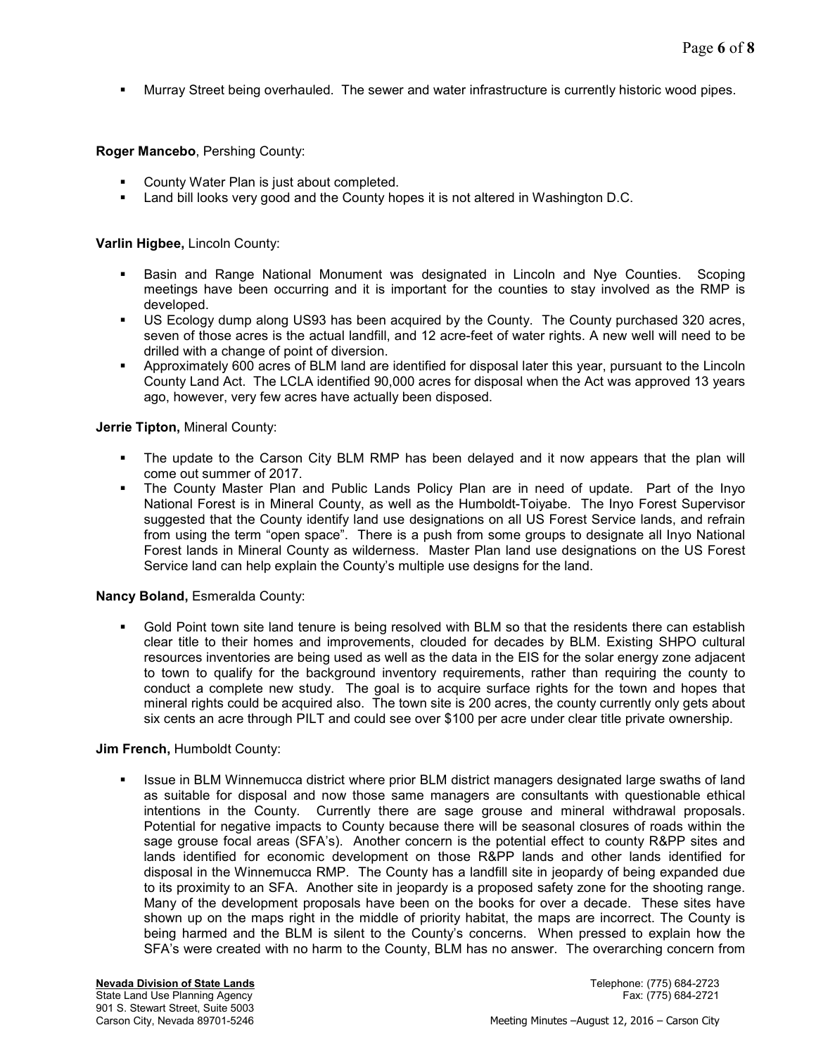- Murray Street being overhauled. The sewer and water infrastructure is currently historic wood pipes.

**Roger Mancebo**, Pershing County:

- County Water Plan is just about completed.
- Land bill looks very good and the County hopes it is not altered in Washington D.C.

**Varlin Higbee,** Lincoln County:

- Basin and Range National Monument was designated in Lincoln and Nye Counties. Scoping meetings have been occurring and it is important for the counties to stay involved as the RMP is developed.
- US Ecology dump along US93 has been acquired by the County. The County purchased 320 acres, seven of those acres is the actual landfill, and 12 acre-feet of water rights. A new well will need to be drilled with a change of point of diversion.
- Approximately 600 acres of BLM land are identified for disposal later this year, pursuant to the Lincoln County Land Act. The LCLA identified 90,000 acres for disposal when the Act was approved 13 years ago, however, very few acres have actually been disposed.

**Jerrie Tipton,** Mineral County:

- The update to the Carson City BLM RMP has been delayed and it now appears that the plan will come out summer of 2017.
- The County Master Plan and Public Lands Policy Plan are in need of update. Part of the Inyo National Forest is in Mineral County, as well as the Humboldt-Toiyabe. The Inyo Forest Supervisor suggested that the County identify land use designations on all US Forest Service lands, and refrain from using the term "open space". There is a push from some groups to designate all Inyo National Forest lands in Mineral County as wilderness. Master Plan land use designations on the US Forest Service land can help explain the County's multiple use designs for the land.

**Nancy Boland,** Esmeralda County:

- Gold Point town site land tenure is being resolved with BLM so that the residents there can establish clear title to their homes and improvements, clouded for decades by BLM. Existing SHPO cultural resources inventories are being used as well as the data in the EIS for the solar energy zone adjacent to town to qualify for the background inventory requirements, rather than requiring the county to conduct a complete new study. The goal is to acquire surface rights for the town and hopes that mineral rights could be acquired also. The town site is 200 acres, the county currently only gets about six cents an acre through PILT and could see over $100 per acre under clear title private ownership.

**Jim French,** Humboldt County:

- Issue in BLM Winnemucca district where prior BLM district managers designated large swaths of land as suitable for disposal and now those same managers are consultants with questionable ethical intentions in the County. Currently there are sage grouse and mineral withdrawal proposals. Potential for negative impacts to County because there will be seasonal closures of roads within the sage grouse focal areas (SFA's). Another concern is the potential effect to county R&PP sites and lands identified for economic development on those R&PP lands and other lands identified for disposal in the Winnemucca RMP. The County has a landfill site in jeopardy of being expanded due to its proximity to an SFA. Another site in jeopardy is a proposed safety zone for the shooting range. Many of the development proposals have been on the books for over a decade. These sites have shown up on the maps right in the middle of priority habitat, the maps are incorrect. The County is being harmed and the BLM is silent to the County's concerns. When pressed to explain how the SFA's were created with no harm to the County, BLM has no answer. The overarching concern from

**Nevada Division of State Lands**
State Land Use Planning Agency
901 S. Stewart Street, Suite 5003
Carson City, Nevada 89701-5246

Telephone: (775) 684-2723
Fax: (775) 684-2721

Meeting Minutes –August 12, 2016 – Carson City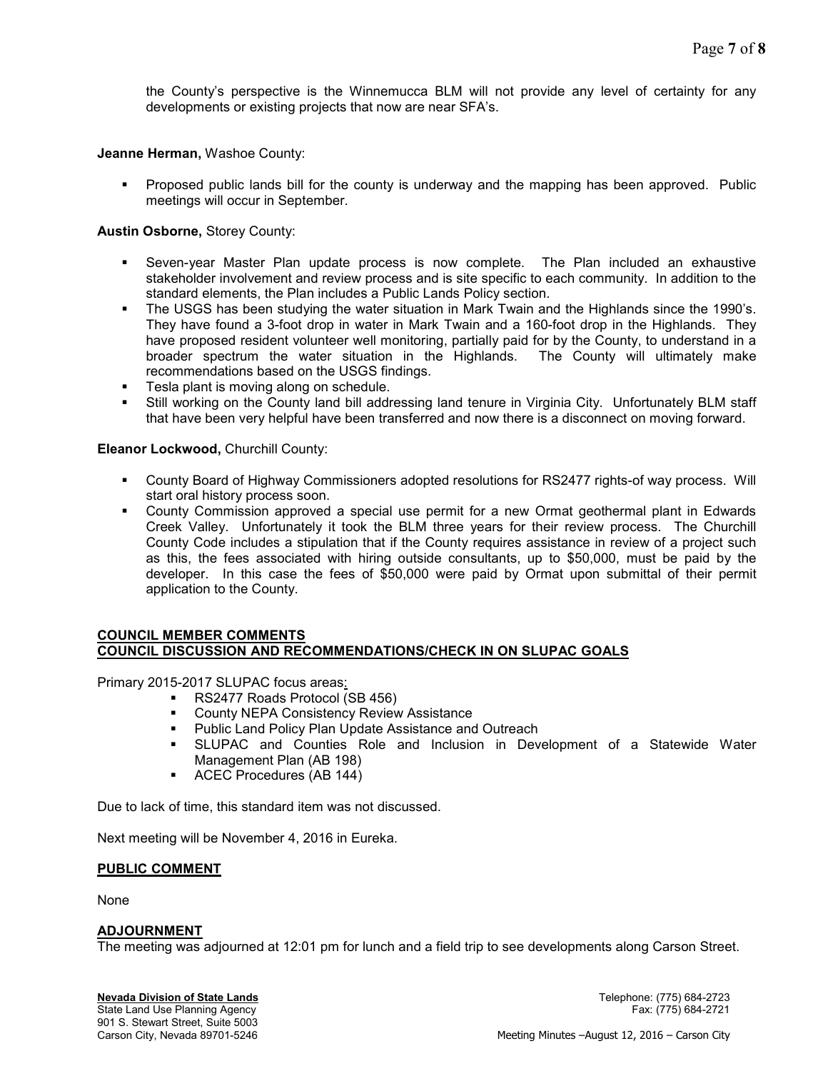the County's perspective is the Winnemucca BLM will not provide any level of certainty for any developments or existing projects that now are near SFA's.

**Jeanne Herman,** Washoe County:

- Proposed public lands bill for the county is underway and the mapping has been approved. Public meetings will occur in September.

**Austin Osborne,** Storey County:

- Seven-year Master Plan update process is now complete. The Plan included an exhaustive stakeholder involvement and review process and is site specific to each community. In addition to the standard elements, the Plan includes a Public Lands Policy section.
- The USGS has been studying the water situation in Mark Twain and the Highlands since the 1990's. They have found a 3-foot drop in water in Mark Twain and a 160-foot drop in the Highlands. They have proposed resident volunteer well monitoring, partially paid for by the County, to understand in a broader spectrum the water situation in the Highlands. The County will ultimately make recommendations based on the USGS findings.
- Tesla plant is moving along on schedule.
- Still working on the County land bill addressing land tenure in Virginia City. Unfortunately BLM staff that have been very helpful have been transferred and now there is a disconnect on moving forward.

**Eleanor Lockwood,** Churchill County:

- County Board of Highway Commissioners adopted resolutions for RS2477 rights-of way process. Will start oral history process soon.
- County Commission approved a special use permit for a new Ormat geothermal plant in Edwards Creek Valley. Unfortunately it took the BLM three years for their review process. The Churchill County Code includes a stipulation that if the County requires assistance in review of a project such as this, the fees associated with hiring outside consultants, up to $50,000, must be paid by the developer. In this case the fees of $50,000 were paid by Ormat upon submittal of their permit application to the County.

## COUNCIL MEMBER COMMENTS
## COUNCIL DISCUSSION AND RECOMMENDATIONS/CHECK IN ON SLUPAC GOALS

Primary 2015-2017 SLUPAC focus areas:

- RS2477 Roads Protocol (SB 456)
- County NEPA Consistency Review Assistance
- Public Land Policy Plan Update Assistance and Outreach
- SLUPAC and Counties Role and Inclusion in Development of a Statewide Water Management Plan (AB 198)
- ACEC Procedures (AB 144)

Due to lack of time, this standard item was not discussed.

Next meeting will be November 4, 2016 in Eureka.

## PUBLIC COMMENT

None

## ADJOURNMENT

The meeting was adjourned at 12:01 pm for lunch and a field trip to see developments along Carson Street.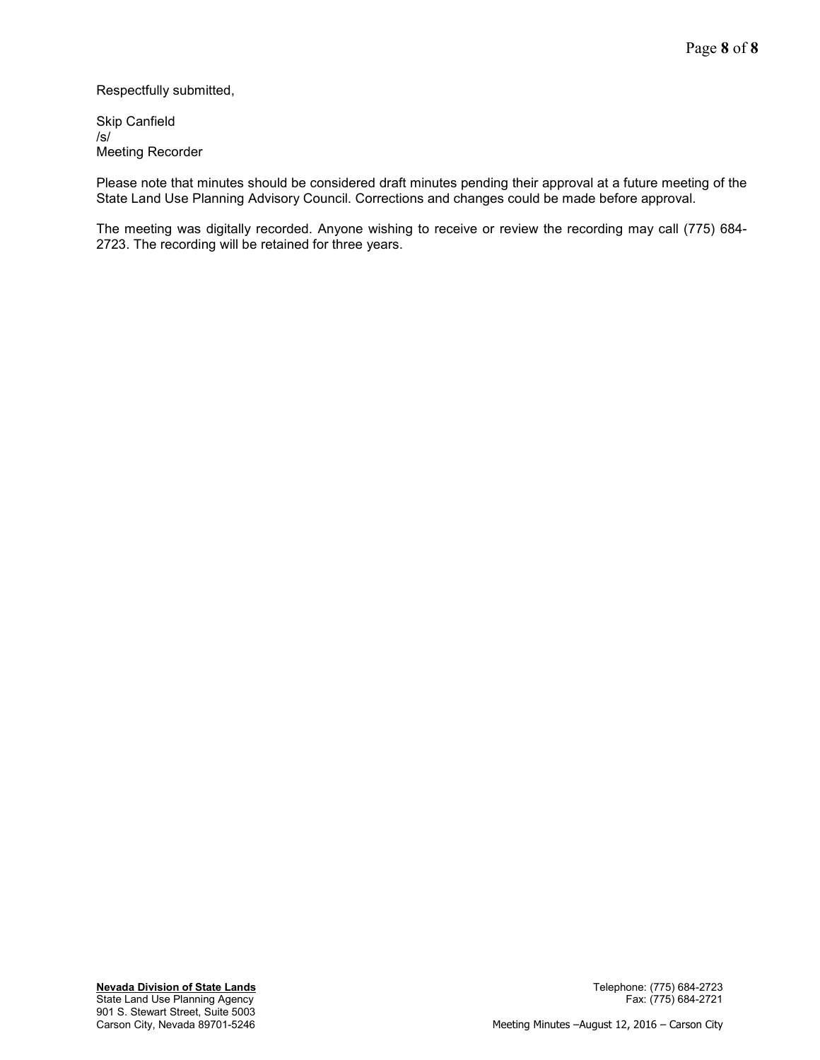Respectfully submitted,

Skip Canfield
/s/
Meeting Recorder

Please note that minutes should be considered draft minutes pending their approval at a future meeting of the State Land Use Planning Advisory Council. Corrections and changes could be made before approval.

The meeting was digitally recorded. Anyone wishing to receive or review the recording may call (775) 684-2723. The recording will be retained for three years.